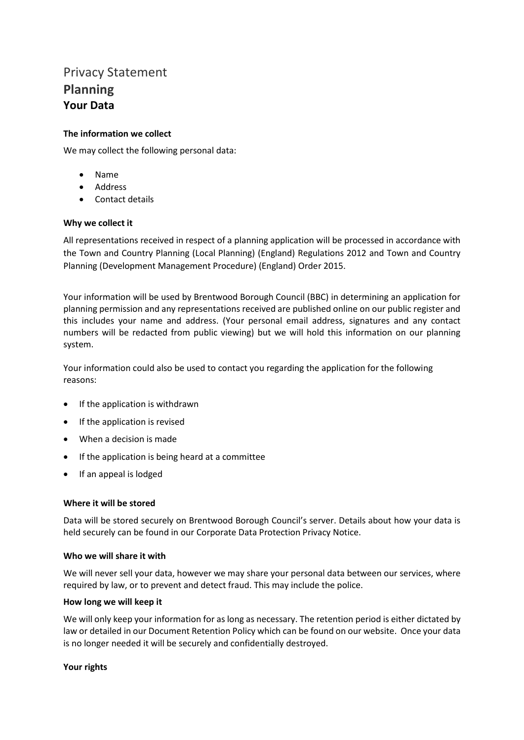# Privacy Statement

## Planning

### Your Data

**The information we collect**

We may collect the following personal data:

- Name
- Address
- Contact details

**Why we collect it**

All representations received in respect of a planning application will be processed in accordance with the Town and Country Planning (Local Planning) (England) Regulations 2012 and Town and Country Planning (Development Management Procedure) (England) Order 2015.

Your information will be used by Brentwood Borough Council (BBC) in determining an application for planning permission and any representations received are published online on our public register and this includes your name and address. (Your personal email address, signatures and any contact numbers will be redacted from public viewing) but we will hold this information on our planning system.

Your information could also be used to contact you regarding the application for the following reasons:

- If the application is withdrawn
- If the application is revised
- When a decision is made
- If the application is being heard at a committee
- If an appeal is lodged

**Where it will be stored**

Data will be stored securely on Brentwood Borough Council's server. Details about how your data is held securely can be found in our Corporate Data Protection Privacy Notice.

**Who we will share it with**

We will never sell your data, however we may share your personal data between our services, where required by law, or to prevent and detect fraud. This may include the police.

**How long we will keep it**

We will only keep your information for as long as necessary. The retention period is either dictated by law or detailed in our Document Retention Policy which can be found on our website. Once your data is no longer needed it will be securely and confidentially destroyed.

**Your rights**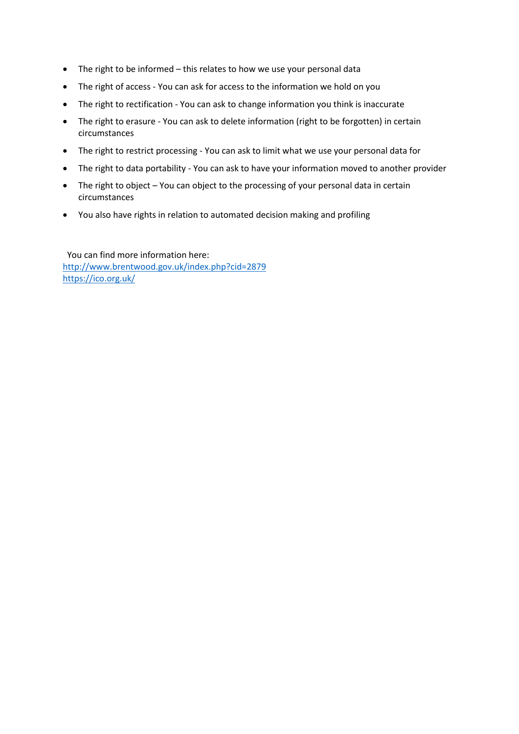- The right to be informed – this relates to how we use your personal data
- The right of access - You can ask for access to the information we hold on you
- The right to rectification - You can ask to change information you think is inaccurate
- The right to erasure - You can ask to delete information (right to be forgotten) in certain circumstances
- The right to restrict processing - You can ask to limit what we use your personal data for
- The right to data portability - You can ask to have your information moved to another provider
- The right to object – You can object to the processing of your personal data in certain circumstances
- You also have rights in relation to automated decision making and profiling

You can find more information here:
http://www.brentwood.gov.uk/index.php?cid=2879
https://ico.org.uk/